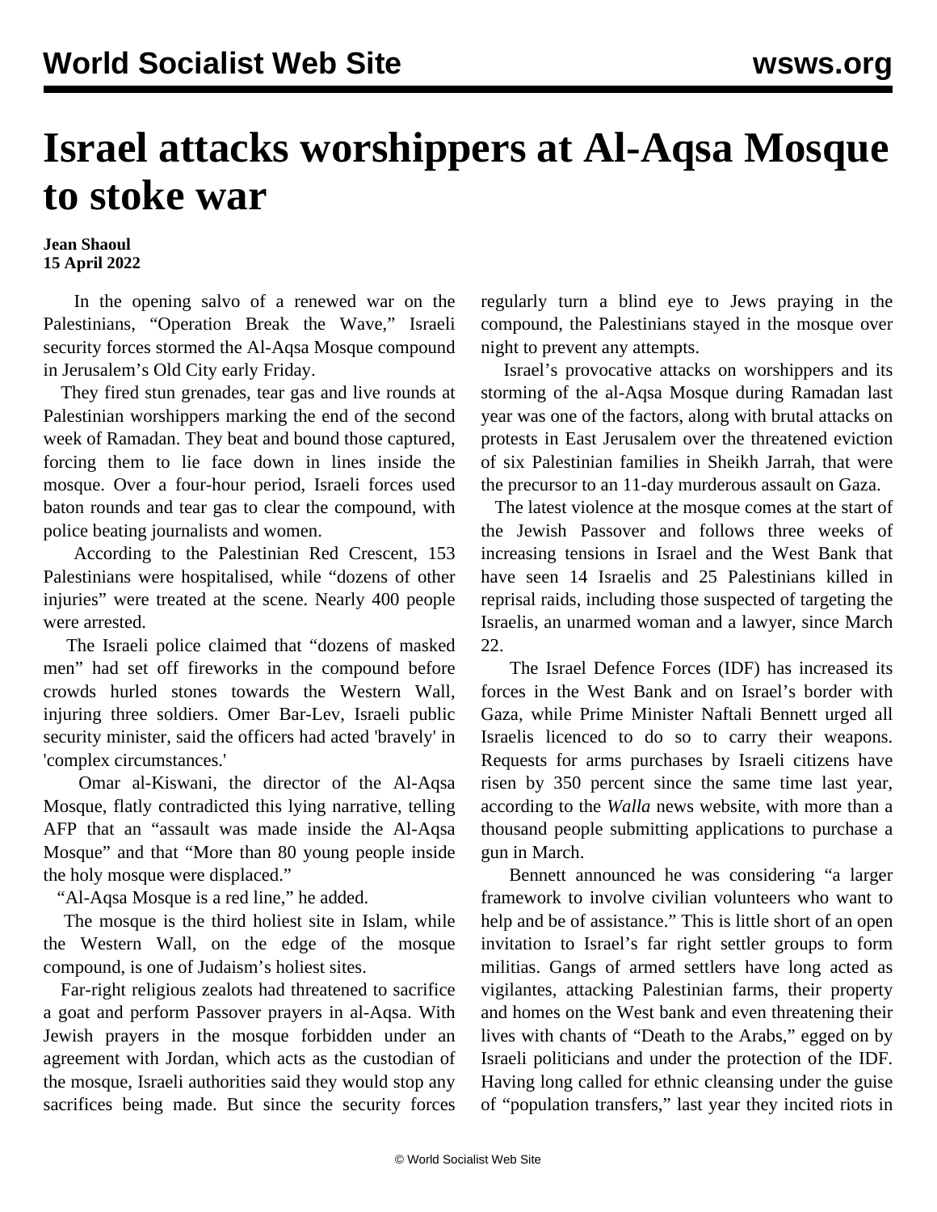# Israel attacks worshippers at Al-Aqsa Mosque to stoke war

**Jean Shaoul**
**15 April 2022**

In the opening salvo of a renewed war on the Palestinians, "Operation Break the Wave," Israeli security forces stormed the Al-Aqsa Mosque compound in Jerusalem's Old City early Friday.

They fired stun grenades, tear gas and live rounds at Palestinian worshippers marking the end of the second week of Ramadan. They beat and bound those captured, forcing them to lie face down in lines inside the mosque. Over a four-hour period, Israeli forces used baton rounds and tear gas to clear the compound, with police beating journalists and women.

According to the Palestinian Red Crescent, 153 Palestinians were hospitalised, while "dozens of other injuries" were treated at the scene. Nearly 400 people were arrested.

The Israeli police claimed that "dozens of masked men" had set off fireworks in the compound before crowds hurled stones towards the Western Wall, injuring three soldiers. Omer Bar-Lev, Israeli public security minister, said the officers had acted 'bravely' in 'complex circumstances.'

Omar al-Kiswani, the director of the Al-Aqsa Mosque, flatly contradicted this lying narrative, telling AFP that an "assault was made inside the Al-Aqsa Mosque" and that "More than 80 young people inside the holy mosque were displaced."

"Al-Aqsa Mosque is a red line," he added.

The mosque is the third holiest site in Islam, while the Western Wall, on the edge of the mosque compound, is one of Judaism's holiest sites.

Far-right religious zealots had threatened to sacrifice a goat and perform Passover prayers in al-Aqsa. With Jewish prayers in the mosque forbidden under an agreement with Jordan, which acts as the custodian of the mosque, Israeli authorities said they would stop any sacrifices being made. But since the security forces regularly turn a blind eye to Jews praying in the compound, the Palestinians stayed in the mosque over night to prevent any attempts.

Israel's provocative attacks on worshippers and its storming of the al-Aqsa Mosque during Ramadan last year was one of the factors, along with brutal attacks on protests in East Jerusalem over the threatened eviction of six Palestinian families in Sheikh Jarrah, that were the precursor to an 11-day murderous assault on Gaza.

The latest violence at the mosque comes at the start of the Jewish Passover and follows three weeks of increasing tensions in Israel and the West Bank that have seen 14 Israelis and 25 Palestinians killed in reprisal raids, including those suspected of targeting the Israelis, an unarmed woman and a lawyer, since March 22.

The Israel Defence Forces (IDF) has increased its forces in the West Bank and on Israel's border with Gaza, while Prime Minister Naftali Bennett urged all Israelis licenced to do so to carry their weapons. Requests for arms purchases by Israeli citizens have risen by 350 percent since the same time last year, according to the *Walla* news website, with more than a thousand people submitting applications to purchase a gun in March.

Bennett announced he was considering "a larger framework to involve civilian volunteers who want to help and be of assistance." This is little short of an open invitation to Israel's far right settler groups to form militias. Gangs of armed settlers have long acted as vigilantes, attacking Palestinian farms, their property and homes on the West bank and even threatening their lives with chants of "Death to the Arabs," egged on by Israeli politicians and under the protection of the IDF. Having long called for ethnic cleansing under the guise of "population transfers," last year they incited riots in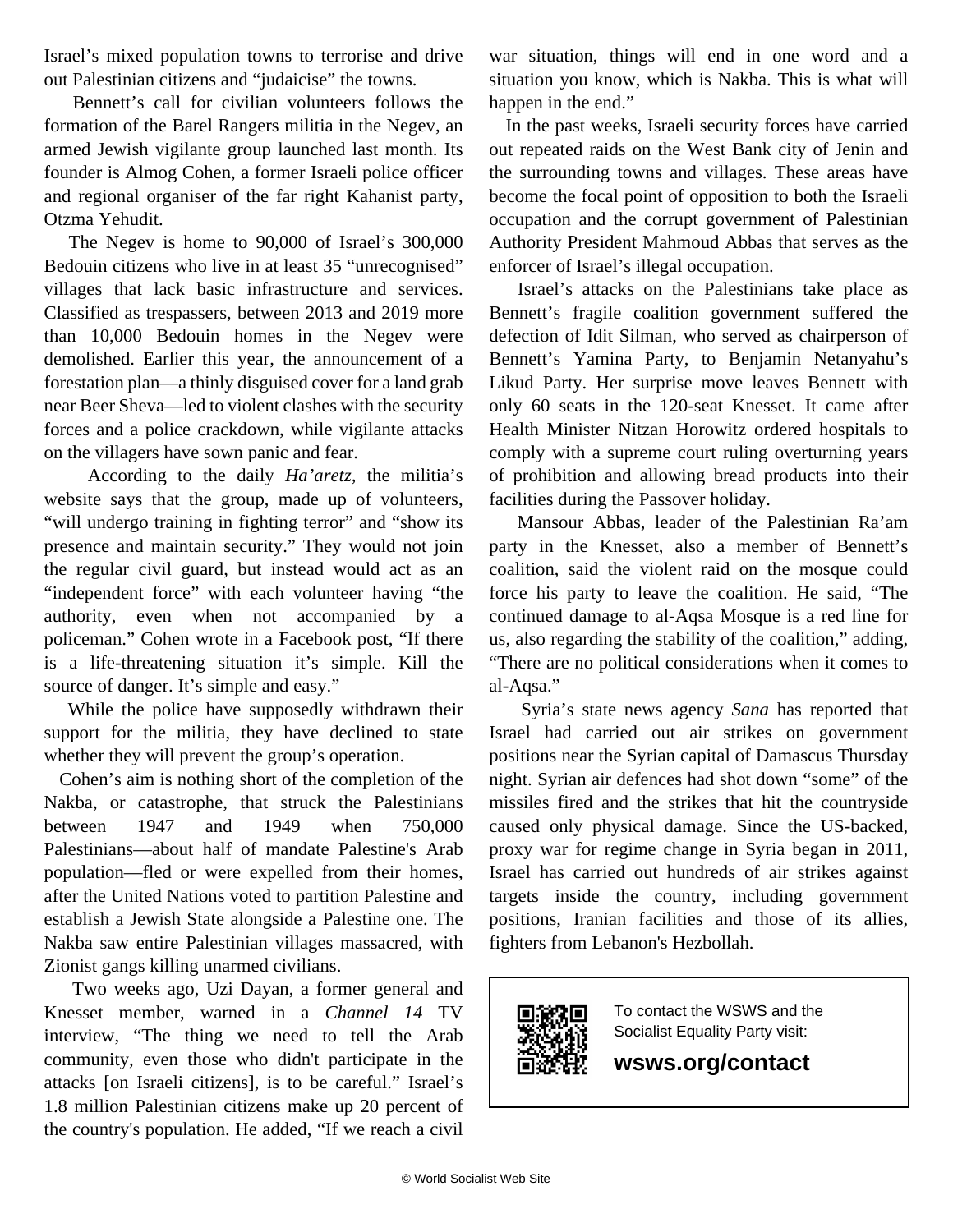Israel's mixed population towns to terrorise and drive out Palestinian citizens and "judaicise" the towns.

Bennett's call for civilian volunteers follows the formation of the Barel Rangers militia in the Negev, an armed Jewish vigilante group launched last month. Its founder is Almog Cohen, a former Israeli police officer and regional organiser of the far right Kahanist party, Otzma Yehudit.

The Negev is home to 90,000 of Israel's 300,000 Bedouin citizens who live in at least 35 "unrecognised" villages that lack basic infrastructure and services. Classified as trespassers, between 2013 and 2019 more than 10,000 Bedouin homes in the Negev were demolished. Earlier this year, the announcement of a forestation plan—a thinly disguised cover for a land grab near Beer Sheva—led to violent clashes with the security forces and a police crackdown, while vigilante attacks on the villagers have sown panic and fear.

According to the daily *Ha'aretz,* the militia's website says that the group, made up of volunteers, "will undergo training in fighting terror" and "show its presence and maintain security." They would not join the regular civil guard, but instead would act as an "independent force" with each volunteer having "the authority, even when not accompanied by a policeman." Cohen wrote in a Facebook post, "If there is a life-threatening situation it's simple. Kill the source of danger. It's simple and easy."

While the police have supposedly withdrawn their support for the militia, they have declined to state whether they will prevent the group's operation.

Cohen's aim is nothing short of the completion of the Nakba, or catastrophe, that struck the Palestinians between 1947 and 1949 when 750,000 Palestinians—about half of mandate Palestine's Arab population—fled or were expelled from their homes, after the United Nations voted to partition Palestine and establish a Jewish State alongside a Palestine one. The Nakba saw entire Palestinian villages massacred, with Zionist gangs killing unarmed civilians.

Two weeks ago, Uzi Dayan, a former general and Knesset member, warned in a *Channel 14* TV interview, "The thing we need to tell the Arab community, even those who didn't participate in the attacks [on Israeli citizens], is to be careful." Israel's 1.8 million Palestinian citizens make up 20 percent of the country's population. He added, "If we reach a civil war situation, things will end in one word and a situation you know, which is Nakba. This is what will happen in the end."

In the past weeks, Israeli security forces have carried out repeated raids on the West Bank city of Jenin and the surrounding towns and villages. These areas have become the focal point of opposition to both the Israeli occupation and the corrupt government of Palestinian Authority President Mahmoud Abbas that serves as the enforcer of Israel's illegal occupation.

Israel's attacks on the Palestinians take place as Bennett's fragile coalition government suffered the defection of Idit Silman, who served as chairperson of Bennett's Yamina Party, to Benjamin Netanyahu's Likud Party. Her surprise move leaves Bennett with only 60 seats in the 120-seat Knesset. It came after Health Minister Nitzan Horowitz ordered hospitals to comply with a supreme court ruling overturning years of prohibition and allowing bread products into their facilities during the Passover holiday.

Mansour Abbas, leader of the Palestinian Ra'am party in the Knesset, also a member of Bennett's coalition, said the violent raid on the mosque could force his party to leave the coalition. He said, "The continued damage to al-Aqsa Mosque is a red line for us, also regarding the stability of the coalition," adding, "There are no political considerations when it comes to al-Aqsa."

Syria's state news agency *Sana* has reported that Israel had carried out air strikes on government positions near the Syrian capital of Damascus Thursday night. Syrian air defences had shot down "some" of the missiles fired and the strikes that hit the countryside caused only physical damage. Since the US-backed, proxy war for regime change in Syria began in 2011, Israel has carried out hundreds of air strikes against targets inside the country, including government positions, Iranian facilities and those of its allies, fighters from Lebanon's Hezbollah.

To contact the WSWS and the Socialist Equality Party visit:

**wsws.org/contact**